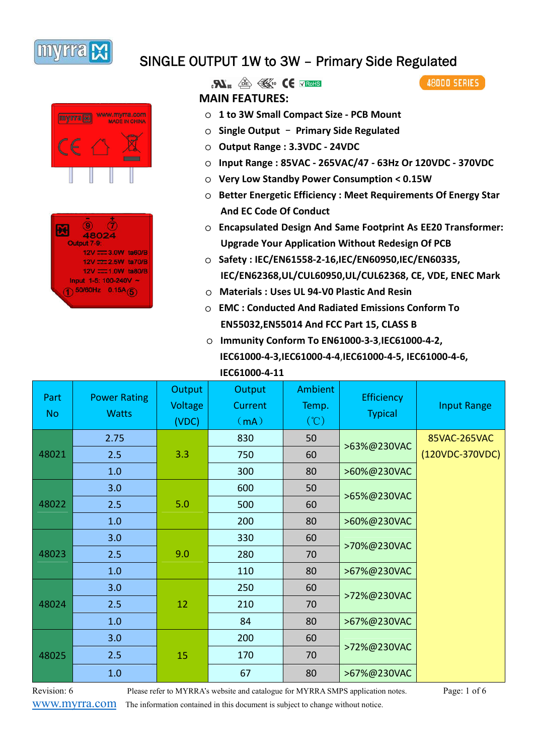# SINGLE OUTPUT 1W to 3W – Primary Side Regulated

48000 SERIES

## MAIN FEATURES:

- **1 to 3W Small Compact Size - PCB Mount**
- **Single Output – Primary Side Regulated**
- **Output Range : 3.3VDC - 24VDC**
- **Input Range : 85VAC - 265VAC/47 - 63Hz Or 120VDC - 370VDC**
- **Very Low Standby Power Consumption < 0.15W**
- **Better Energetic Efficiency : Meet Requirements Of Energy Star And EC Code Of Conduct**
- **Encapsulated Design And Same Footprint As EE20 Transformer: Upgrade Your Application Without Redesign Of PCB**
- **Safety : IEC/EN61558-2-16,IEC/EN60950,IEC/EN60335, IEC/EN62368,UL/CUL60950,UL/CUL62368, CE, VDE, ENEC Mark**
- **Materials : Uses UL 94-V0 Plastic And Resin**
- **EMC : Conducted And Radiated Emissions Conform To EN55032,EN55014 And FCC Part 15, CLASS B**
- **Immunity Conform To EN61000-3-3,IEC61000-4-2, IEC61000-4-3,IEC61000-4-4,IEC61000-4-5, IEC61000-4-6, IEC61000-4-11**

| Part No | Power Rating Watts | Output Voltage (VDC) | Output Current (mA) | Ambient Temp. (℃) | Efficiency Typical | Input Range |
|---|---|---|---|---|---|---|
| 48021 | 2.75 | 3.3 | 830 | 50 | >63%@230VAC | 85VAC-265VAC (120VDC-370VDC) |
| | 2.5 | | 750 | 60 | | |
| | 1.0 | | 300 | 80 | >60%@230VAC | |
| 48022 | 3.0 | 5.0 | 600 | 50 | >65%@230VAC | |
| | 2.5 | | 500 | 60 | | |
| | 1.0 | | 200 | 80 | >60%@230VAC | |
| 48023 | 3.0 | 9.0 | 330 | 60 | >70%@230VAC | |
| | 2.5 | | 280 | 70 | | |
| | 1.0 | | 110 | 80 | >67%@230VAC | |
| 48024 | 3.0 | 12 | 250 | 60 | >72%@230VAC | |
| | 2.5 | | 210 | 70 | | |
| | 1.0 | | 84 | 80 | >67%@230VAC | |
| 48025 | 3.0 | 15 | 200 | 60 | >72%@230VAC | |
| | 2.5 | | 170 | 70 | | |
| | 1.0 | | 67 | 80 | >67%@230VAC | |

Revision: 6 Please refer to MYRRA's website and catalogue for MYRRA SMPS application notes.

www.myrra.com The information contained in this document is subject to change without notice.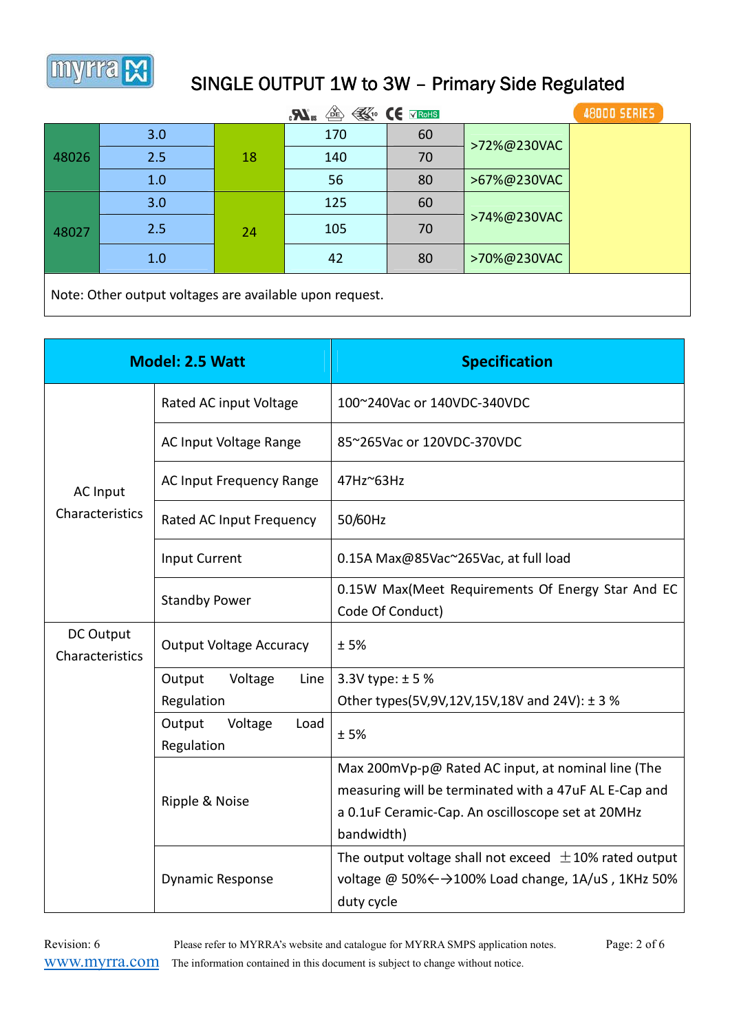# SINGLE OUTPUT 1W to 3W – Primary Side Regulated

48000 SERIES

| | | | | | | |
|---|---|---|---|---|---|---|
| 48026 | 3.0 | 18 | 170 | 60 | >72%@230VAC | |
| | 2.5 | | 140 | 70 | | |
| | 1.0 | | 56 | 80 | >67%@230VAC | |
| 48027 | 3.0 | 24 | 125 | 60 | >74%@230VAC | |
| | 2.5 | | 105 | 70 | | |
| | 1.0 | | 42 | 80 | >70%@230VAC | |

Note: Other output voltages are available upon request.

| Model: 2.5 Watt | | Specification |
|---|---|---|
| AC Input Characteristics | Rated AC input Voltage | 100~240Vac or 140VDC-340VDC |
| | AC Input Voltage Range | 85~265Vac or 120VDC-370VDC |
| | AC Input Frequency Range | 47Hz~63Hz |
| | Rated AC Input Frequency | 50/60Hz |
| | Input Current | 0.15A Max@85Vac~265Vac, at full load |
| | Standby Power | 0.15W Max(Meet Requirements Of Energy Star And EC Code Of Conduct) |
| DC Output Characteristics | Output Voltage Accuracy | ± 5% |
| | Output Voltage Line Regulation | 3.3V type: ± 5 %<br>Other types(5V,9V,12V,15V,18V and 24V): ± 3 % |
| | Output Voltage Load Regulation | ± 5% |
| | Ripple & Noise | Max 200mVp-p@ Rated AC input, at nominal line (The measuring will be terminated with a 47uF AL E-Cap and a 0.1uF Ceramic-Cap. An oscilloscope set at 20MHz bandwidth) |
| | Dynamic Response | The output voltage shall not exceed ±10% rated output voltage @ 50%←→100% Load change, 1A/uS , 1KHz 50% duty cycle |

Revision: 6 Please refer to MYRRA's website and catalogue for MYRRA SMPS application notes.
www.myrra.com The information contained in this document is subject to change without notice.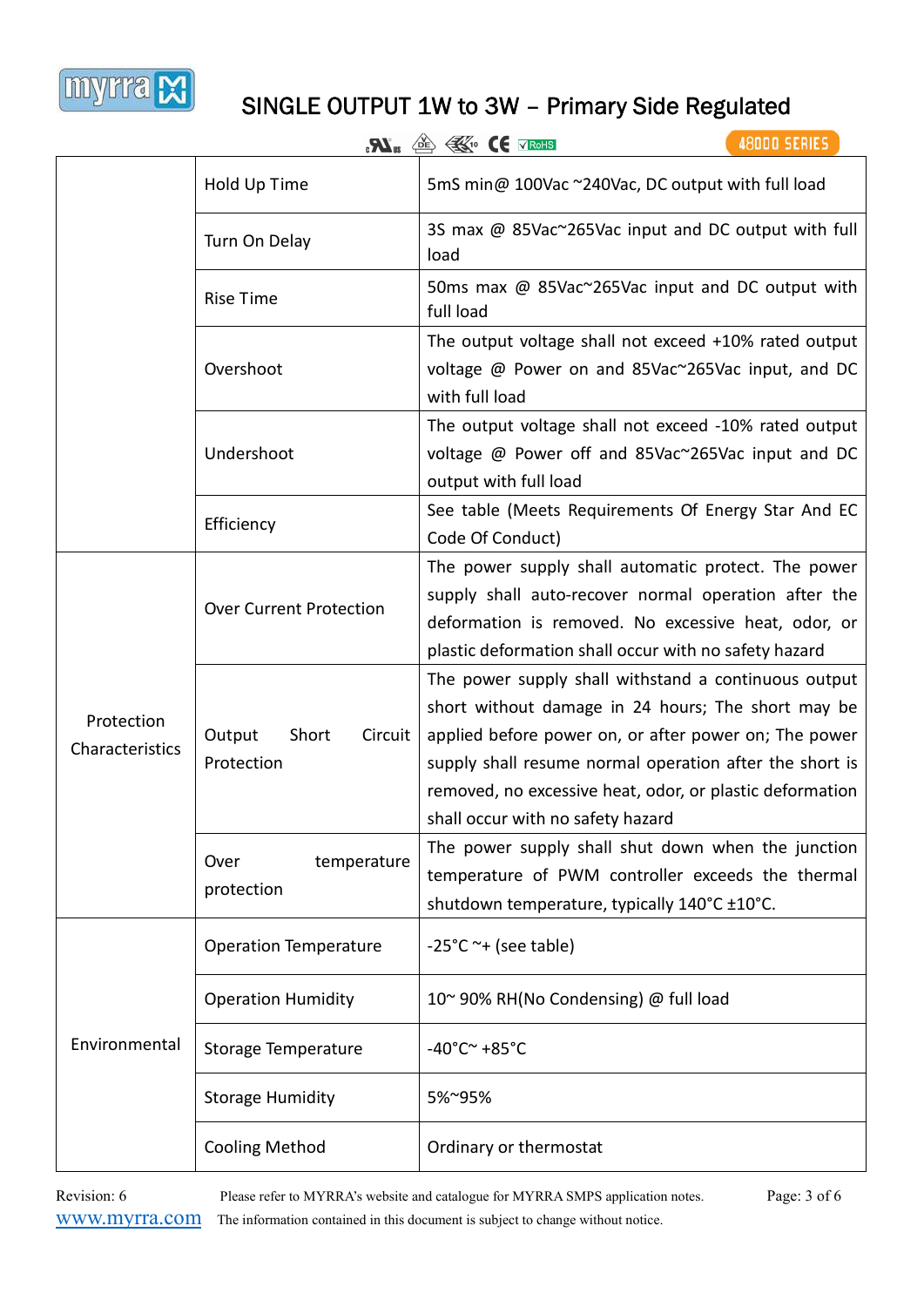| | | |
|---|---|---|
| | Hold Up Time | 5mS min@ 100Vac ~240Vac, DC output with full load |
| | Turn On Delay | 3S max @ 85Vac~265Vac input and DC output with full load |
| | Rise Time | 50ms max @ 85Vac~265Vac input and DC output with full load |
| | Overshoot | The output voltage shall not exceed +10% rated output voltage @ Power on and 85Vac~265Vac input, and DC with full load |
| | Undershoot | The output voltage shall not exceed -10% rated output voltage @ Power off and 85Vac~265Vac input and DC output with full load |
| | Efficiency | See table (Meets Requirements Of Energy Star And EC Code Of Conduct) |
| Protection Characteristics | Over Current Protection | The power supply shall automatic protect. The power supply shall auto-recover normal operation after the deformation is removed. No excessive heat, odor, or plastic deformation shall occur with no safety hazard |
| | Output Short Circuit Protection | The power supply shall withstand a continuous output short without damage in 24 hours; The short may be applied before power on, or after power on; The power supply shall resume normal operation after the short is removed, no excessive heat, odor, or plastic deformation shall occur with no safety hazard |
| | Over temperature protection | The power supply shall shut down when the junction temperature of PWM controller exceeds the thermal shutdown temperature, typically 140°C ±10°C. |
| Environmental | Operation Temperature | -25°C ~+ (see table) |
| | Operation Humidity | 10~ 90% RH(No Condensing) @ full load |
| | Storage Temperature | -40°C~ +85°C |
| | Storage Humidity | 5%~95% |
| | Cooling Method | Ordinary or thermostat |

Revision: 6 Please refer to MYRRA's website and catalogue for MYRRA SMPS application notes.
www.myrra.com The information contained in this document is subject to change without notice.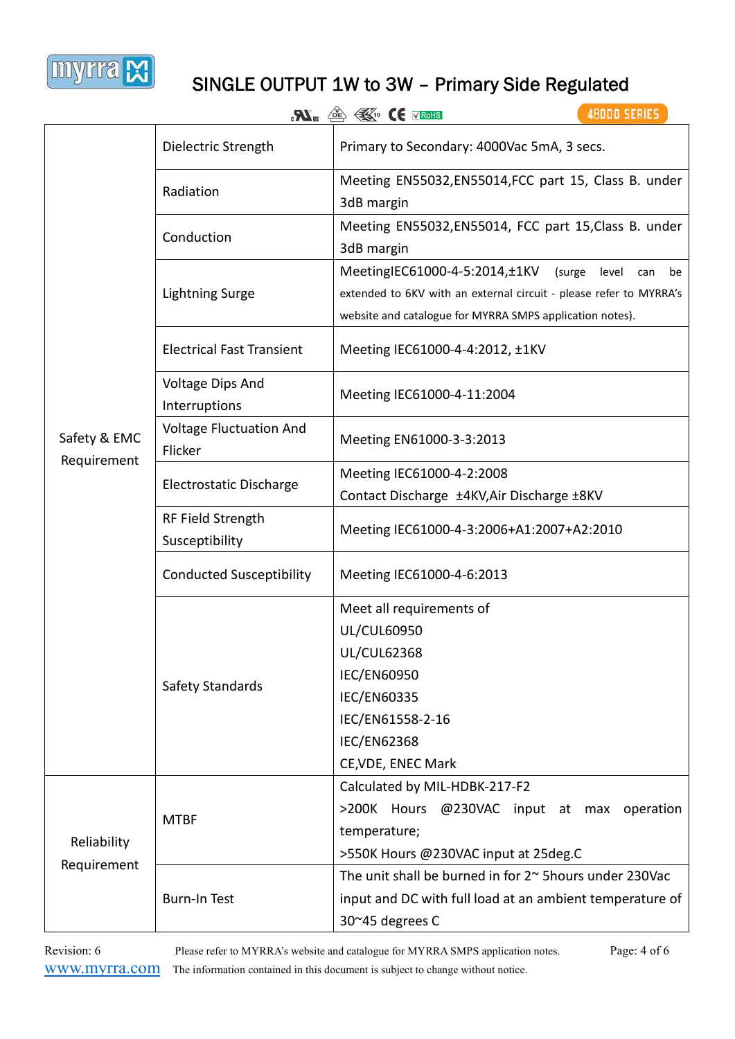# SINGLE OUTPUT 1W to 3W – Primary Side Regulated

48000 SERIES

| | | |
|---|---|---|
| Safety & EMC Requirement | Dielectric Strength | Primary to Secondary: 4000Vac 5mA, 3 secs. |
| | Radiation | Meeting EN55032,EN55014,FCC part 15, Class B. under 3dB margin |
| | Conduction | Meeting EN55032,EN55014, FCC part 15,Class B. under 3dB margin |
| | Lightning Surge | MeetingIEC61000-4-5:2014,±1KV (surge level can be extended to 6KV with an external circuit - please refer to MYRRA's website and catalogue for MYRRA SMPS application notes). |
| | Electrical Fast Transient | Meeting IEC61000-4-4:2012, ±1KV |
| | Voltage Dips And Interruptions | Meeting IEC61000-4-11:2004 |
| | Voltage Fluctuation And Flicker | Meeting EN61000-3-3:2013 |
| | Electrostatic Discharge | Meeting IEC61000-4-2:2008<br>Contact Discharge ±4KV,Air Discharge ±8KV |
| | RF Field Strength Susceptibility | Meeting IEC61000-4-3:2006+A1:2007+A2:2010 |
| | Conducted Susceptibility | Meeting IEC61000-4-6:2013 |
| | Safety Standards | Meet all requirements of<br>UL/CUL60950<br>UL/CUL62368<br>IEC/EN60950<br>IEC/EN60335<br>IEC/EN61558-2-16<br>IEC/EN62368<br>CE,VDE, ENEC Mark |
| Reliability Requirement | MTBF | Calculated by MIL-HDBK-217-F2<br>>200K Hours @230VAC input at max operation temperature;<br>>550K Hours @230VAC input at 25deg.C |
| | Burn-In Test | The unit shall be burned in for 2~ 5hours under 230Vac input and DC with full load at an ambient temperature of 30~45 degrees C |

Revision: 6

Please refer to MYRRA's website and catalogue for MYRRA SMPS application notes.

www.myrra.com The information contained in this document is subject to change without notice.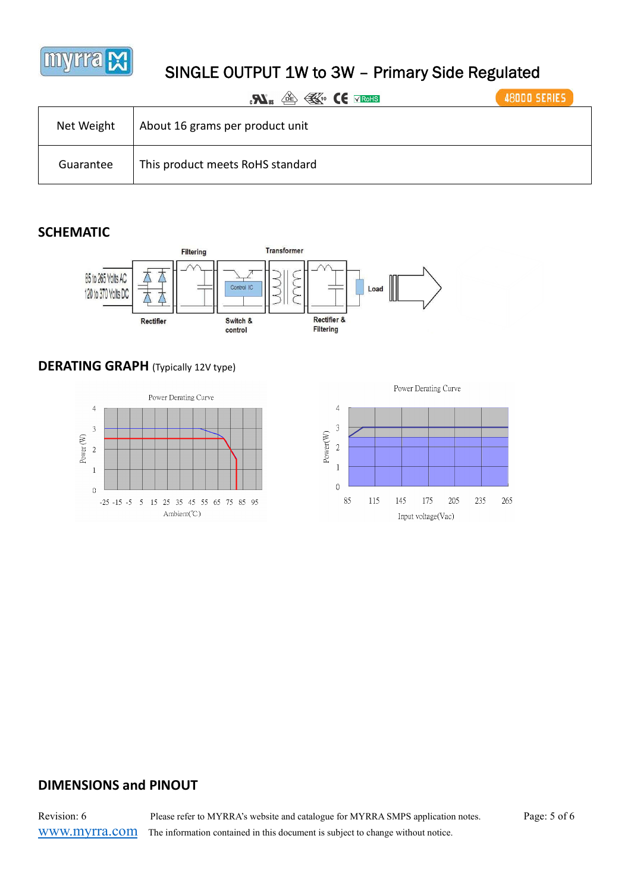| Net Weight | About 16 grams per product unit |
|---|---|
| Guarantee | This product meets RoHS standard |

## SCHEMATIC

## DERATING GRAPH (Typically 12V type)

## DIMENSIONS and PINOUT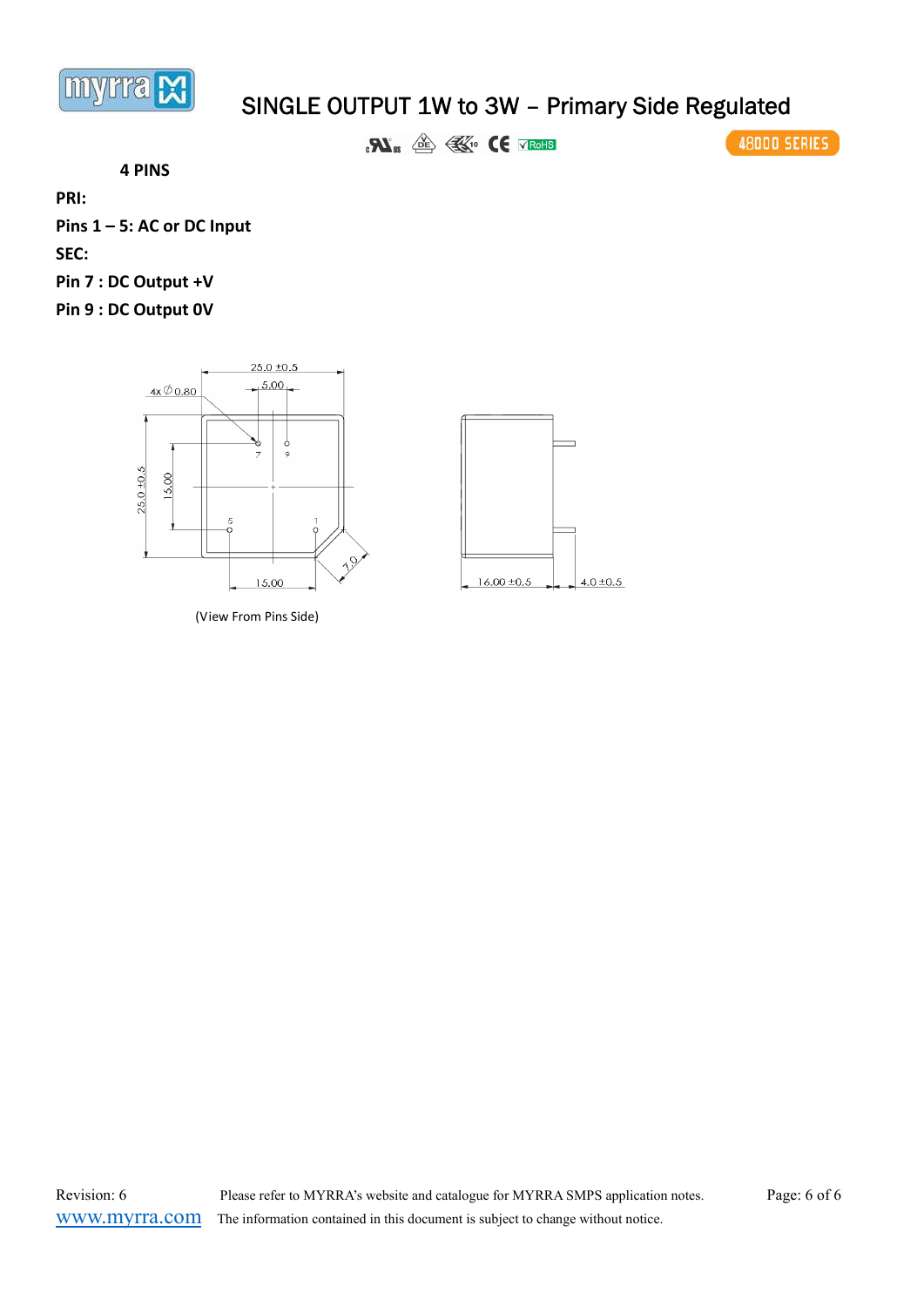**4 PINS**

**PRI:**

**Pins 1 – 5: AC or DC Input**

**SEC:**

**Pin 7 : DC Output +V**

**Pin 9 : DC Output 0V**

25.0 ±0.5
5.00
4x Ø 0.80
7
9
25.0 ±0.5
15.00
5
1
15.00
7.0
16.00 ±0.5
4.0 ±0.5

(View From Pins Side)

Please refer to MYRRA's website and catalogue for MYRRA SMPS application notes.
The information contained in this document is subject to change without notice.